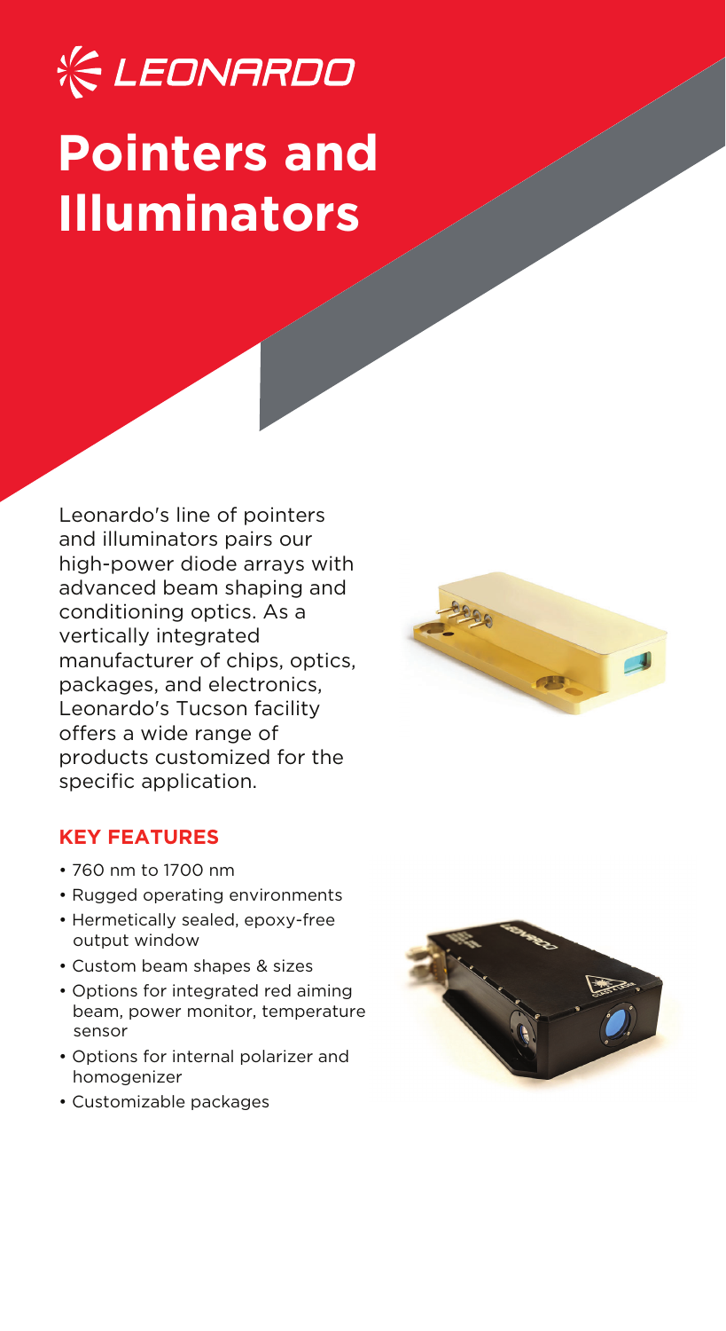LEONARDO

# Pointers and Illuminators

Leonardo's line of pointers and illuminators pairs our high-power diode arrays with advanced beam shaping and conditioning optics. As a vertically integrated manufacturer of chips, optics, packages, and electronics, Leonardo's Tucson facility offers a wide range of products customized for the specific application.

## KEY FEATURES

- 760 nm to 1700 nm
- Rugged operating environments
- Hermetically sealed, epoxy-free output window
- Custom beam shapes & sizes
- Options for integrated red aiming beam, power monitor, temperature sensor
- Options for internal polarizer and homogenizer
- Customizable packages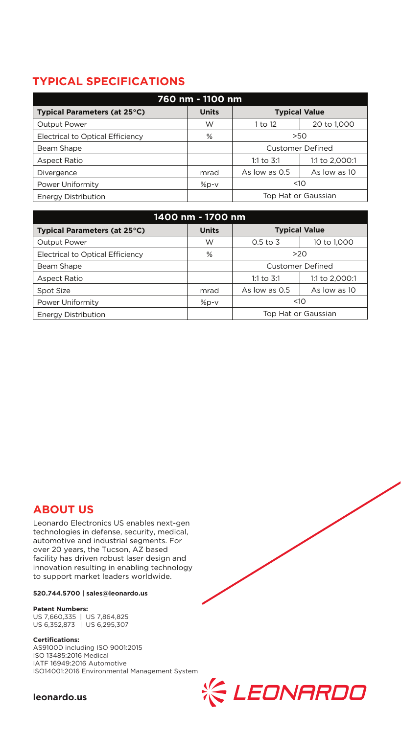## TYPICAL SPECIFICATIONS

| 760 nm - 1100 nm | | | |
|---|---|---|---|
| **Typical Parameters (at 25°C)** | **Units** | **Typical Value** | |
| Output Power | W | 1 to 12 | 20 to 1,000 |
| Electrical to Optical Efficiency | % | >50 | |
| Beam Shape | | Customer Defined | |
| Aspect Ratio | | 1:1 to 3:1 | 1:1 to 2,000:1 |
| Divergence | mrad | As low as 0.5 | As low as 10 |
| Power Uniformity | %p-v | <10 | |
| Energy Distribution | | Top Hat or Gaussian | |

| 1400 nm - 1700 nm | | | |
|---|---|---|---|
| **Typical Parameters (at 25°C)** | **Units** | **Typical Value** | |
| Output Power | W | 0.5 to 3 | 10 to 1,000 |
| Electrical to Optical Efficiency | % | >20 | |
| Beam Shape | | Customer Defined | |
| Aspect Ratio | | 1:1 to 3:1 | 1:1 to 2,000:1 |
| Spot Size | mrad | As low as 0.5 | As low as 10 |
| Power Uniformity | %p-v | <10 | |
| Energy Distribution | | Top Hat or Gaussian | |

## ABOUT US

Leonardo Electronics US enables next-gen technologies in defense, security, medical, automotive and industrial segments. For over 20 years, the Tucson, AZ based facility has driven robust laser design and innovation resulting in enabling technology to support market leaders worldwide.

**520.744.5700 | sales@leonardo.us**

**Patent Numbers:**
US 7,660,335 | US 7,864,825
US 6,352,873 | US 6,295,307

**Certifications:**
AS9100D including ISO 9001:2015
ISO 13485:2016 Medical
IATF 16949:2016 Automotive
ISO14001:2016 Environmental Management System

**leonardo.us**

LEONARDO